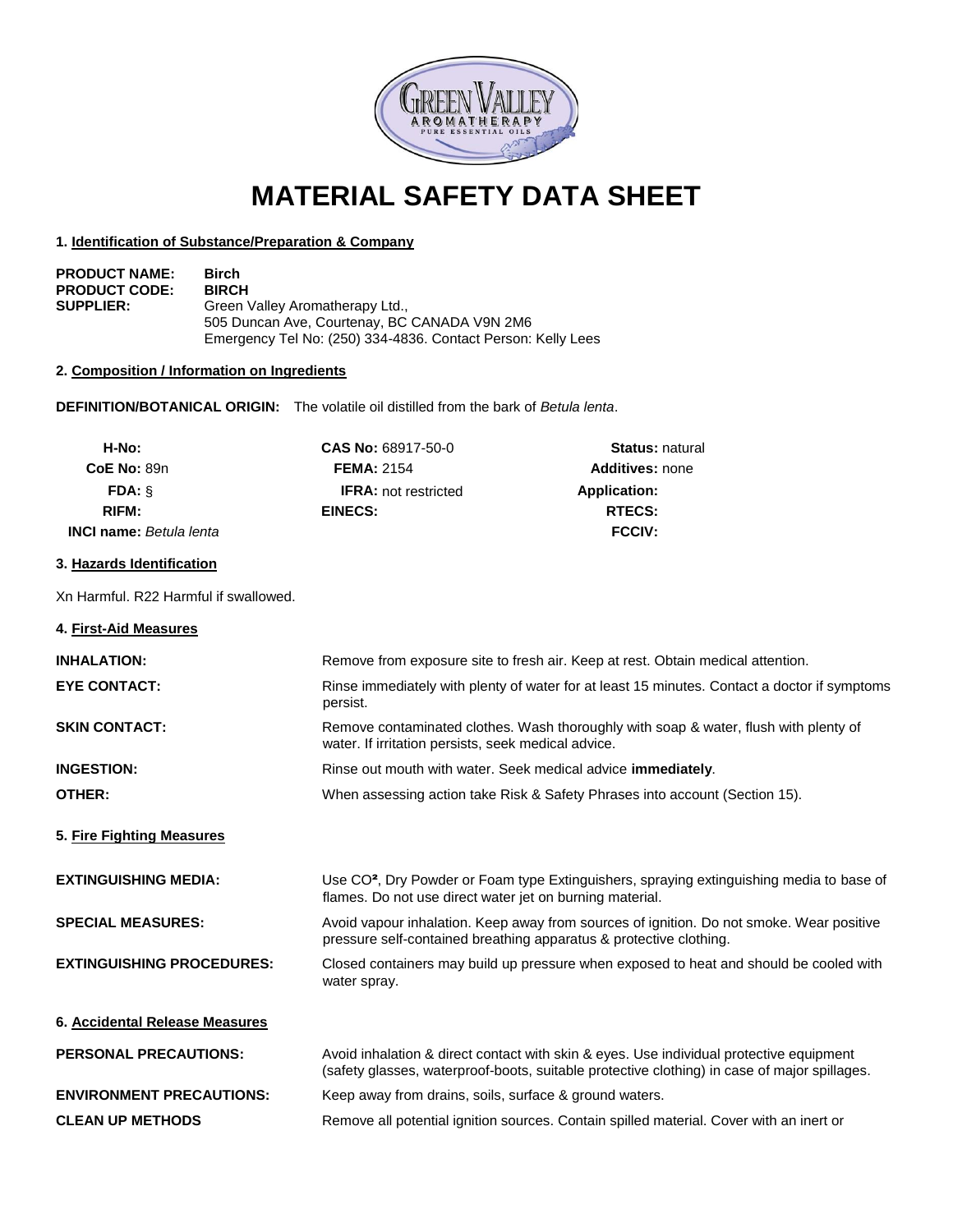# MATERIAL SAFETY DATA SHEET

## 1. Identification of Substance/Preparation & Company

**PRODUCT NAME:** **Birch**
**PRODUCT CODE:** **BIRCH**
**SUPPLIER:** Green Valley Aromatherapy Ltd.,
505 Duncan Ave, Courtenay, BC CANADA V9N 2M6
Emergency Tel No: (250) 334-4836. Contact Person: Kelly Lees

## 2. Composition / Information on Ingredients

**DEFINITION/BOTANICAL ORIGIN:** The volatile oil distilled from the bark of *Betula lenta*.

| | | |
|---|---|---|
| **H-No:** | **CAS No:** 68917-50-0 | **Status:** natural |
| **CoE No:** 89n | **FEMA:** 2154 | **Additives:** none |
| **FDA:** § | **IFRA:** not restricted | **Application:** |
| **RIFM:** | **EINECS:** | **RTECS:** |
| **INCI name:** *Betula lenta* | | **FCCIV:** |

## 3. Hazards Identification

Xn Harmful. R22 Harmful if swallowed.

## 4. First-Aid Measures

**INHALATION:** Remove from exposure site to fresh air. Keep at rest. Obtain medical attention.

**EYE CONTACT:** Rinse immediately with plenty of water for at least 15 minutes. Contact a doctor if symptoms persist.

**SKIN CONTACT:** Remove contaminated clothes. Wash thoroughly with soap & water, flush with plenty of water. If irritation persists, seek medical advice.

**INGESTION:** Rinse out mouth with water. Seek medical advice **immediately**.

**OTHER:** When assessing action take Risk & Safety Phrases into account (Section 15).

## 5. Fire Fighting Measures

**EXTINGUISHING MEDIA:** Use $CO^2$, Dry Powder or Foam type Extinguishers, spraying extinguishing media to base of flames. Do not use direct water jet on burning material.

**SPECIAL MEASURES:** Avoid vapour inhalation. Keep away from sources of ignition. Do not smoke. Wear positive pressure self-contained breathing apparatus & protective clothing.

**EXTINGUISHING PROCEDURES:** Closed containers may build up pressure when exposed to heat and should be cooled with water spray.

## 6. Accidental Release Measures

**PERSONAL PRECAUTIONS:** Avoid inhalation & direct contact with skin & eyes. Use individual protective equipment (safety glasses, waterproof-boots, suitable protective clothing) in case of major spillages.

**ENVIRONMENT PRECAUTIONS:** Keep away from drains, soils, surface & ground waters.

**CLEAN UP METHODS** Remove all potential ignition sources. Contain spilled material. Cover with an inert or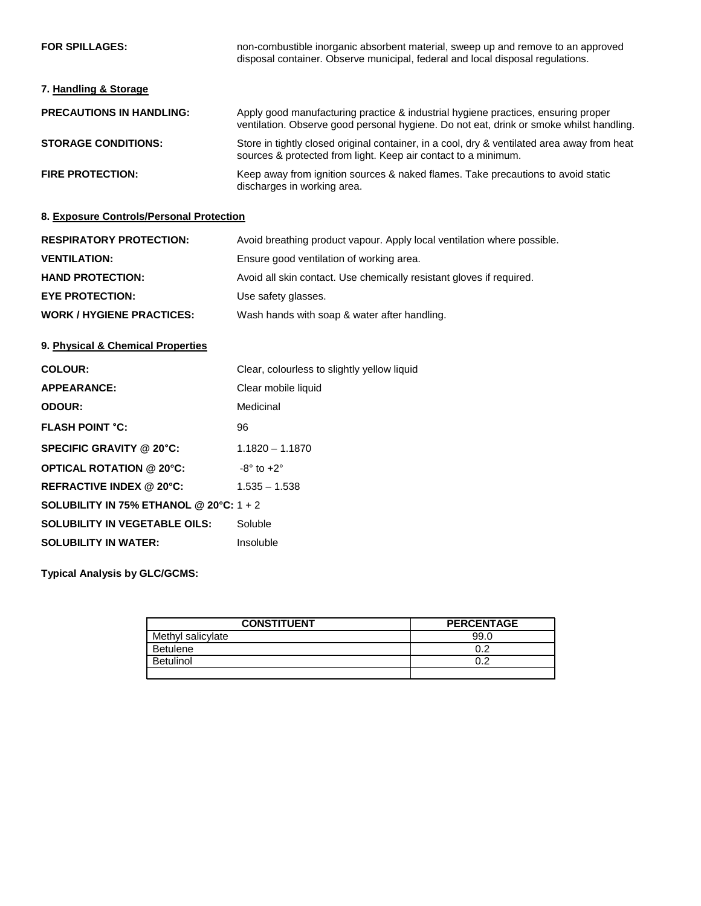**FOR SPILLAGES:** non-combustible inorganic absorbent material, sweep up and remove to an approved disposal container. Observe municipal, federal and local disposal regulations.

## 7. Handling & Storage

**PRECAUTIONS IN HANDLING:** Apply good manufacturing practice & industrial hygiene practices, ensuring proper ventilation. Observe good personal hygiene. Do not eat, drink or smoke whilst handling.

**STORAGE CONDITIONS:** Store in tightly closed original container, in a cool, dry & ventilated area away from heat sources & protected from light. Keep air contact to a minimum.

**FIRE PROTECTION:** Keep away from ignition sources & naked flames. Take precautions to avoid static discharges in working area.

## 8. Exposure Controls/Personal Protection

**RESPIRATORY PROTECTION:** Avoid breathing product vapour. Apply local ventilation where possible.

**VENTILATION:** Ensure good ventilation of working area.

**HAND PROTECTION:** Avoid all skin contact. Use chemically resistant gloves if required.

**EYE PROTECTION:** Use safety glasses.

**WORK / HYGIENE PRACTICES:** Wash hands with soap & water after handling.

## 9. Physical & Chemical Properties

**COLOUR:** Clear, colourless to slightly yellow liquid

**APPEARANCE:** Clear mobile liquid

**ODOUR:** Medicinal

**FLASH POINT °C:** 96

**SPECIFIC GRAVITY @ 20°C:** 1.1820 – 1.1870

**OPTICAL ROTATION @ 20°C:** -8° to +2°

**REFRACTIVE INDEX @ 20°C:** 1.535 – 1.538

**SOLUBILITY IN 75% ETHANOL @ 20°C:** 1 + 2

**SOLUBILITY IN VEGETABLE OILS:** Soluble

**SOLUBILITY IN WATER:** Insoluble

**Typical Analysis by GLC/GCMS:**

| CONSTITUENT | PERCENTAGE |
|---|---|
| Methyl salicylate | 99.0 |
| Betulene | 0.2 |
| Betulinol | 0.2 |
| | |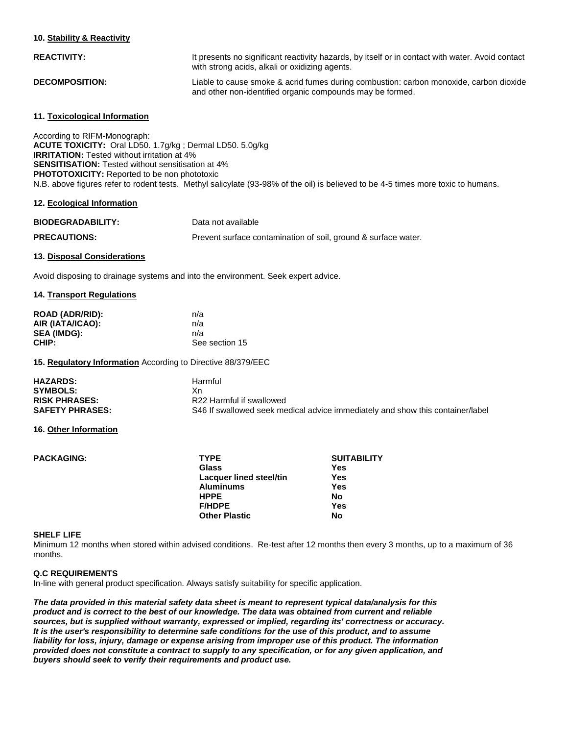## 10. Stability & Reactivity

| | |
|---|---|
| **REACTIVITY:** | It presents no significant reactivity hazards, by itself or in contact with water. Avoid contact with strong acids, alkali or oxidizing agents. |
| **DECOMPOSITION:** | Liable to cause smoke & acrid fumes during combustion: carbon monoxide, carbon dioxide and other non-identified organic compounds may be formed. |

## 11. Toxicological Information

According to RIFM-Monograph:
**ACUTE TOXICITY:** Oral LD50. 1.7g/kg ; Dermal LD50. 5.0g/kg
**IRRITATION:** Tested without irritation at 4%
**SENSITISATION:** Tested without sensitisation at 4%
**PHOTOTOXICITY:** Reported to be non phototoxic
N.B. above figures refer to rodent tests. Methyl salicylate (93-98% of the oil) is believed to be 4-5 times more toxic to humans.

## 12. Ecological Information

| | |
|---|---|
| **BIODEGRADABILITY:** | Data not available |
| **PRECAUTIONS:** | Prevent surface contamination of soil, ground & surface water. |

## 13. Disposal Considerations

Avoid disposing to drainage systems and into the environment. Seek expert advice.

## 14. Transport Regulations

| | |
|---|---|
| **ROAD (ADR/RID):** | n/a |
| **AIR (IATA/ICAO):** | n/a |
| **SEA (IMDG):** | n/a |
| **CHIP:** | See section 15 |

## 15. Regulatory Information According to Directive 88/379/EEC

| | |
|---|---|
| **HAZARDS:** | Harmful |
| **SYMBOLS:** | Xn |
| **RISK PHRASES:** | R22 Harmful if swallowed |
| **SAFETY PHRASES:** | S46 If swallowed seek medical advice immediately and show this container/label |

## 16. Other Information

**PACKAGING:**

| TYPE | SUITABILITY |
|---|---|
| **Glass** | **Yes** |
| **Lacquer lined steel/tin** | **Yes** |
| **Aluminums** | **Yes** |
| **HPPE** | **No** |
| **F/HDPE** | **Yes** |
| **Other Plastic** | **No** |

**SHELF LIFE**
Minimum 12 months when stored within advised conditions. Re-test after 12 months then every 3 months, up to a maximum of 36 months.

**Q.C REQUIREMENTS**
In-line with general product specification. Always satisfy suitability for specific application.

***The data provided in this material safety data sheet is meant to represent typical data/analysis for this product and is correct to the best of our knowledge. The data was obtained from current and reliable sources, but is supplied without warranty, expressed or implied, regarding its' correctness or accuracy. It is the user's responsibility to determine safe conditions for the use of this product, and to assume liability for loss, injury, damage or expense arising from improper use of this product. The information provided does not constitute a contract to supply to any specification, or for any given application, and buyers should seek to verify their requirements and product use.***